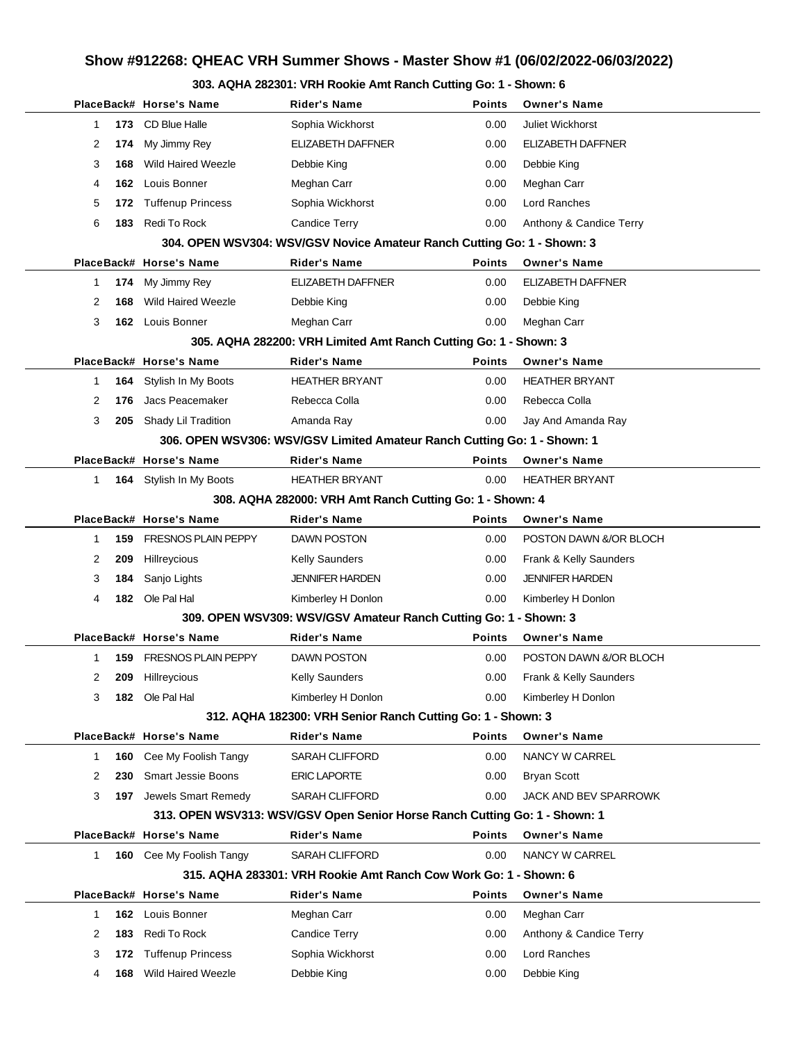# Show #912268: QHEAC VRH Summer Shows - Master Show #1 (06/02/2022-06/03/2022)

## 303. AQHA 282301: VRH Rookie Amt Ranch Cutting Go: 1 - Shown: 6

| Place | Back# | Horse's Name | Rider's Name | Points | Owner's Name |
|---|---|---|---|---|---|
| 1 | 173 | CD Blue Halle | Sophia Wickhorst | 0.00 | Juliet Wickhorst |
| 2 | 174 | My Jimmy Rey | ELIZABETH DAFFNER | 0.00 | ELIZABETH DAFFNER |
| 3 | 168 | Wild Haired Weezle | Debbie King | 0.00 | Debbie King |
| 4 | 162 | Louis Bonner | Meghan Carr | 0.00 | Meghan Carr |
| 5 | 172 | Tuffenup Princess | Sophia Wickhorst | 0.00 | Lord Ranches |
| 6 | 183 | Redi To Rock | Candice Terry | 0.00 | Anthony & Candice Terry |

## 304. OPEN WSV304: WSV/GSV Novice Amateur Ranch Cutting Go: 1 - Shown: 3

| Place | Back# | Horse's Name | Rider's Name | Points | Owner's Name |
|---|---|---|---|---|---|
| 1 | 174 | My Jimmy Rey | ELIZABETH DAFFNER | 0.00 | ELIZABETH DAFFNER |
| 2 | 168 | Wild Haired Weezle | Debbie King | 0.00 | Debbie King |
| 3 | 162 | Louis Bonner | Meghan Carr | 0.00 | Meghan Carr |

## 305. AQHA 282200: VRH Limited Amt Ranch Cutting Go: 1 - Shown: 3

| Place | Back# | Horse's Name | Rider's Name | Points | Owner's Name |
|---|---|---|---|---|---|
| 1 | 164 | Stylish In My Boots | HEATHER BRYANT | 0.00 | HEATHER BRYANT |
| 2 | 176 | Jacs Peacemaker | Rebecca Colla | 0.00 | Rebecca Colla |
| 3 | 205 | Shady Lil Tradition | Amanda Ray | 0.00 | Jay And Amanda Ray |

## 306. OPEN WSV306: WSV/GSV Limited Amateur Ranch Cutting Go: 1 - Shown: 1

| Place | Back# | Horse's Name | Rider's Name | Points | Owner's Name |
|---|---|---|---|---|---|
| 1 | 164 | Stylish In My Boots | HEATHER BRYANT | 0.00 | HEATHER BRYANT |

## 308. AQHA 282000: VRH Amt Ranch Cutting Go: 1 - Shown: 4

| Place | Back# | Horse's Name | Rider's Name | Points | Owner's Name |
|---|---|---|---|---|---|
| 1 | 159 | FRESNOS PLAIN PEPPY | DAWN POSTON | 0.00 | POSTON DAWN &/OR BLOCH |
| 2 | 209 | Hillreycious | Kelly Saunders | 0.00 | Frank & Kelly Saunders |
| 3 | 184 | Sanjo Lights | JENNIFER HARDEN | 0.00 | JENNIFER HARDEN |
| 4 | 182 | Ole Pal Hal | Kimberley H Donlon | 0.00 | Kimberley H Donlon |

## 309. OPEN WSV309: WSV/GSV Amateur Ranch Cutting Go: 1 - Shown: 3

| Place | Back# | Horse's Name | Rider's Name | Points | Owner's Name |
|---|---|---|---|---|---|
| 1 | 159 | FRESNOS PLAIN PEPPY | DAWN POSTON | 0.00 | POSTON DAWN &/OR BLOCH |
| 2 | 209 | Hillreycious | Kelly Saunders | 0.00 | Frank & Kelly Saunders |
| 3 | 182 | Ole Pal Hal | Kimberley H Donlon | 0.00 | Kimberley H Donlon |

## 312. AQHA 182300: VRH Senior Ranch Cutting Go: 1 - Shown: 3

| Place | Back# | Horse's Name | Rider's Name | Points | Owner's Name |
|---|---|---|---|---|---|
| 1 | 160 | Cee My Foolish Tangy | SARAH CLIFFORD | 0.00 | NANCY W CARREL |
| 2 | 230 | Smart Jessie Boons | ERIC LAPORTE | 0.00 | Bryan Scott |
| 3 | 197 | Jewels Smart Remedy | SARAH CLIFFORD | 0.00 | JACK AND BEV SPARROWK |

## 313. OPEN WSV313: WSV/GSV Open Senior Horse Ranch Cutting Go: 1 - Shown: 1

| Place | Back# | Horse's Name | Rider's Name | Points | Owner's Name |
|---|---|---|---|---|---|
| 1 | 160 | Cee My Foolish Tangy | SARAH CLIFFORD | 0.00 | NANCY W CARREL |

## 315. AQHA 283301: VRH Rookie Amt Ranch Cow Work Go: 1 - Shown: 6

| Place | Back# | Horse's Name | Rider's Name | Points | Owner's Name |
|---|---|---|---|---|---|
| 1 | 162 | Louis Bonner | Meghan Carr | 0.00 | Meghan Carr |
| 2 | 183 | Redi To Rock | Candice Terry | 0.00 | Anthony & Candice Terry |
| 3 | 172 | Tuffenup Princess | Sophia Wickhorst | 0.00 | Lord Ranches |
| 4 | 168 | Wild Haired Weezle | Debbie King | 0.00 | Debbie King |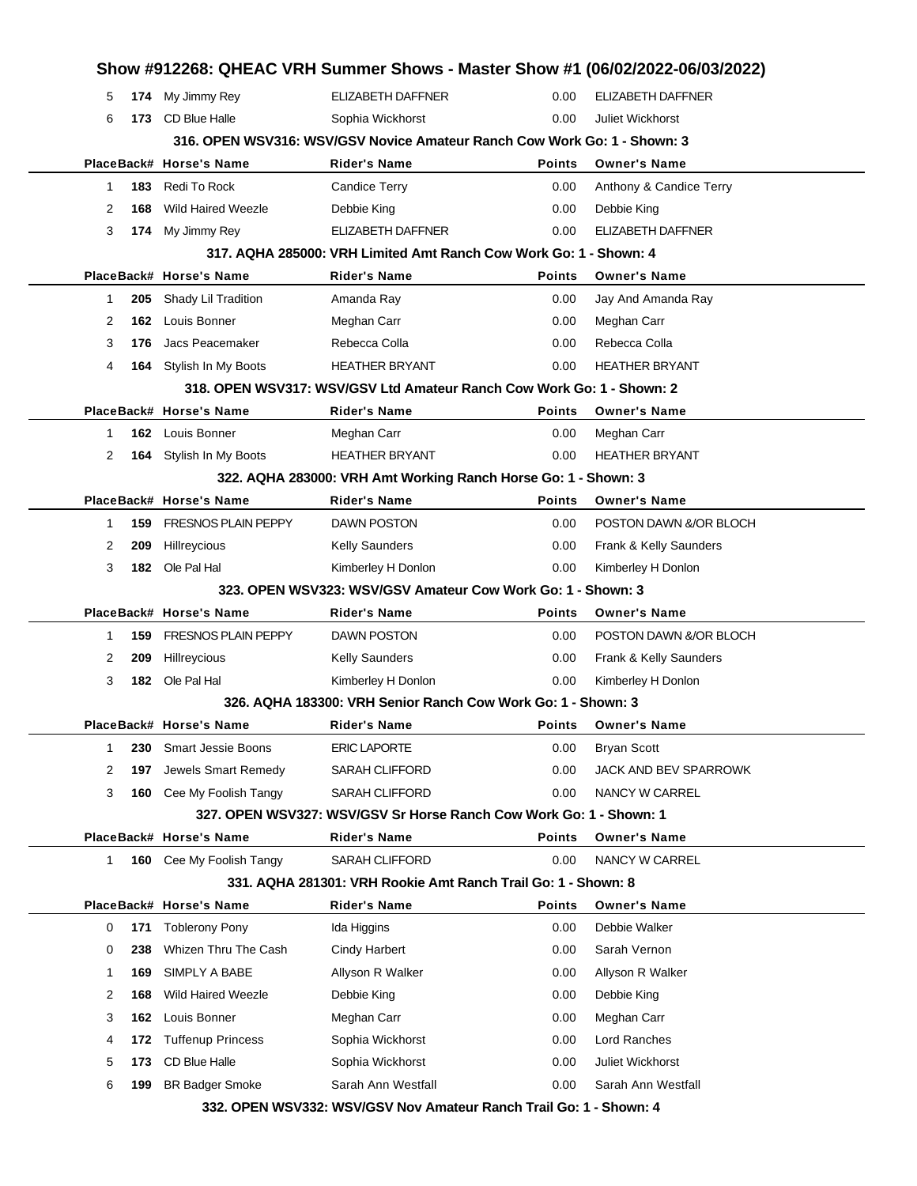## Show #912268: QHEAC VRH Summer Shows - Master Show #1 (06/02/2022-06/03/2022)

| Place | Back# | Horse's Name | Rider's Name | Points | Owner's Name |
|---|---|---|---|---|---|
| 5 | 174 | My Jimmy Rey | ELIZABETH DAFFNER | 0.00 | ELIZABETH DAFFNER |
| 6 | 173 | CD Blue Halle | Sophia Wickhorst | 0.00 | Juliet Wickhorst |

### 316. OPEN WSV316: WSV/GSV Novice Amateur Ranch Cow Work Go: 1 - Shown: 3

| Place | Back# | Horse's Name | Rider's Name | Points | Owner's Name |
|---|---|---|---|---|---|
| 1 | 183 | Redi To Rock | Candice Terry | 0.00 | Anthony & Candice Terry |
| 2 | 168 | Wild Haired Weezle | Debbie King | 0.00 | Debbie King |
| 3 | 174 | My Jimmy Rey | ELIZABETH DAFFNER | 0.00 | ELIZABETH DAFFNER |

### 317. AQHA 285000: VRH Limited Amt Ranch Cow Work Go: 1 - Shown: 4

| Place | Back# | Horse's Name | Rider's Name | Points | Owner's Name |
|---|---|---|---|---|---|
| 1 | 205 | Shady Lil Tradition | Amanda Ray | 0.00 | Jay And Amanda Ray |
| 2 | 162 | Louis Bonner | Meghan Carr | 0.00 | Meghan Carr |
| 3 | 176 | Jacs Peacemaker | Rebecca Colla | 0.00 | Rebecca Colla |
| 4 | 164 | Stylish In My Boots | HEATHER BRYANT | 0.00 | HEATHER BRYANT |

### 318. OPEN WSV317: WSV/GSV Ltd Amateur Ranch Cow Work Go: 1 - Shown: 2

| Place | Back# | Horse's Name | Rider's Name | Points | Owner's Name |
|---|---|---|---|---|---|
| 1 | 162 | Louis Bonner | Meghan Carr | 0.00 | Meghan Carr |
| 2 | 164 | Stylish In My Boots | HEATHER BRYANT | 0.00 | HEATHER BRYANT |

### 322. AQHA 283000: VRH Amt Working Ranch Horse Go: 1 - Shown: 3

| Place | Back# | Horse's Name | Rider's Name | Points | Owner's Name |
|---|---|---|---|---|---|
| 1 | 159 | FRESNOS PLAIN PEPPY | DAWN POSTON | 0.00 | POSTON DAWN &/OR BLOCH |
| 2 | 209 | Hillreycious | Kelly Saunders | 0.00 | Frank & Kelly Saunders |
| 3 | 182 | Ole Pal Hal | Kimberley H Donlon | 0.00 | Kimberley H Donlon |

### 323. OPEN WSV323: WSV/GSV Amateur Cow Work Go: 1 - Shown: 3

| Place | Back# | Horse's Name | Rider's Name | Points | Owner's Name |
|---|---|---|---|---|---|
| 1 | 159 | FRESNOS PLAIN PEPPY | DAWN POSTON | 0.00 | POSTON DAWN &/OR BLOCH |
| 2 | 209 | Hillreycious | Kelly Saunders | 0.00 | Frank & Kelly Saunders |
| 3 | 182 | Ole Pal Hal | Kimberley H Donlon | 0.00 | Kimberley H Donlon |

### 326. AQHA 183300: VRH Senior Ranch Cow Work Go: 1 - Shown: 3

| Place | Back# | Horse's Name | Rider's Name | Points | Owner's Name |
|---|---|---|---|---|---|
| 1 | 230 | Smart Jessie Boons | ERIC LAPORTE | 0.00 | Bryan Scott |
| 2 | 197 | Jewels Smart Remedy | SARAH CLIFFORD | 0.00 | JACK AND BEV SPARROWK |
| 3 | 160 | Cee My Foolish Tangy | SARAH CLIFFORD | 0.00 | NANCY W CARREL |

### 327. OPEN WSV327: WSV/GSV Sr Horse Ranch Cow Work Go: 1 - Shown: 1

| Place | Back# | Horse's Name | Rider's Name | Points | Owner's Name |
|---|---|---|---|---|---|
| 1 | 160 | Cee My Foolish Tangy | SARAH CLIFFORD | 0.00 | NANCY W CARREL |

### 331. AQHA 281301: VRH Rookie Amt Ranch Trail Go: 1 - Shown: 8

| Place | Back# | Horse's Name | Rider's Name | Points | Owner's Name |
|---|---|---|---|---|---|
| 0 | 171 | Toblerony Pony | Ida Higgins | 0.00 | Debbie Walker |
| 0 | 238 | Whizen Thru The Cash | Cindy Harbert | 0.00 | Sarah Vernon |
| 1 | 169 | SIMPLY A BABE | Allyson R Walker | 0.00 | Allyson R Walker |
| 2 | 168 | Wild Haired Weezle | Debbie King | 0.00 | Debbie King |
| 3 | 162 | Louis Bonner | Meghan Carr | 0.00 | Meghan Carr |
| 4 | 172 | Tuffenup Princess | Sophia Wickhorst | 0.00 | Lord Ranches |
| 5 | 173 | CD Blue Halle | Sophia Wickhorst | 0.00 | Juliet Wickhorst |
| 6 | 199 | BR Badger Smoke | Sarah Ann Westfall | 0.00 | Sarah Ann Westfall |

### 332. OPEN WSV332: WSV/GSV Nov Amateur Ranch Trail Go: 1 - Shown: 4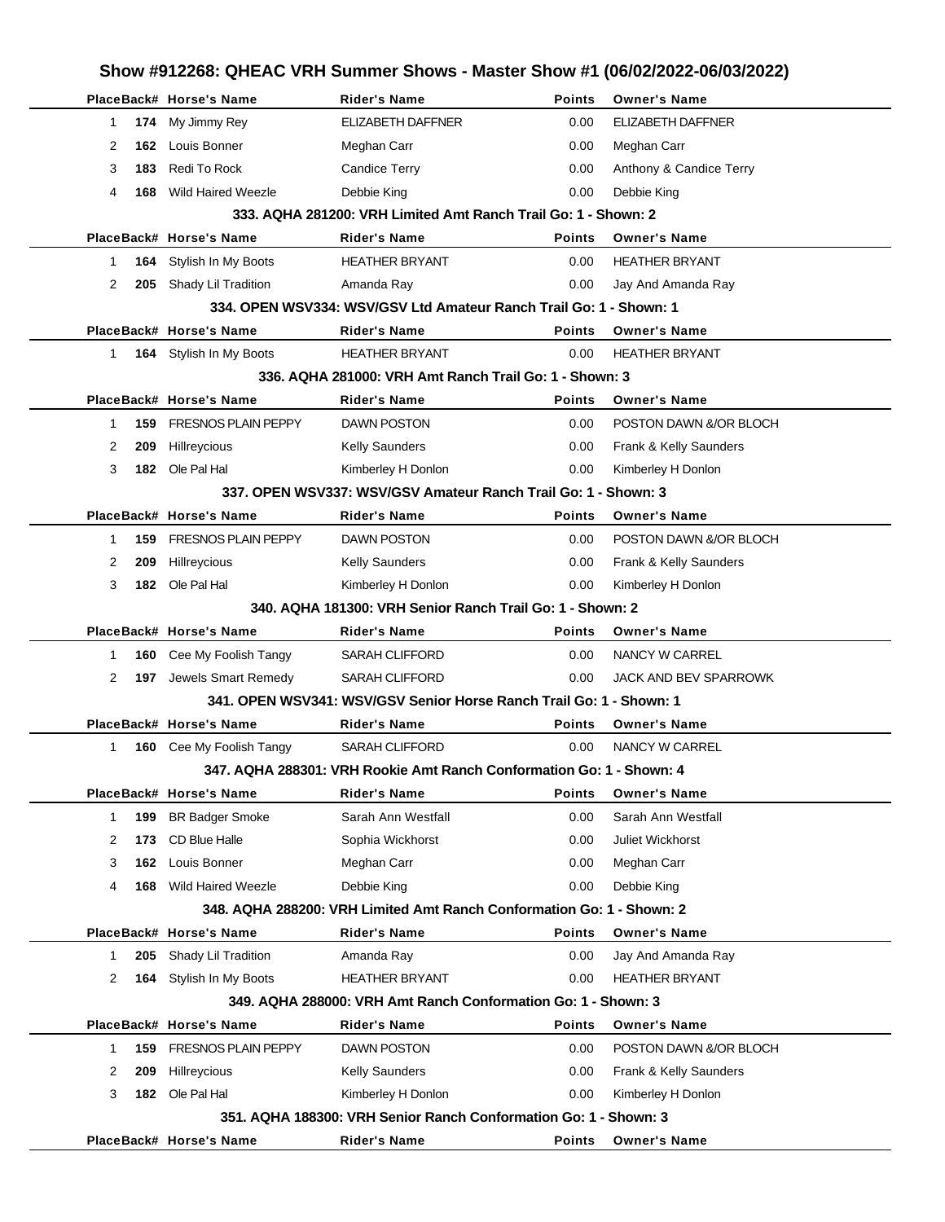# Show #912268: QHEAC VRH Summer Shows - Master Show #1 (06/02/2022-06/03/2022)

| Place | Back# | Horse's Name | Rider's Name | Points | Owner's Name |
|---|---|---|---|---|---|
| 1 | **174** | My Jimmy Rey | ELIZABETH DAFFNER | 0.00 | ELIZABETH DAFFNER |
| 2 | **162** | Louis Bonner | Meghan Carr | 0.00 | Meghan Carr |
| 3 | **183** | Redi To Rock | Candice Terry | 0.00 | Anthony & Candice Terry |
| 4 | **168** | Wild Haired Weezle | Debbie King | 0.00 | Debbie King |

### 333. AQHA 281200: VRH Limited Amt Ranch Trail Go: 1 - Shown: 2

| Place | Back# | Horse's Name | Rider's Name | Points | Owner's Name |
|---|---|---|---|---|---|
| 1 | **164** | Stylish In My Boots | HEATHER BRYANT | 0.00 | HEATHER BRYANT |
| 2 | **205** | Shady Lil Tradition | Amanda Ray | 0.00 | Jay And Amanda Ray |

### 334. OPEN WSV334: WSV/GSV Ltd Amateur Ranch Trail Go: 1 - Shown: 1

| Place | Back# | Horse's Name | Rider's Name | Points | Owner's Name |
|---|---|---|---|---|---|
| 1 | **164** | Stylish In My Boots | HEATHER BRYANT | 0.00 | HEATHER BRYANT |

### 336. AQHA 281000: VRH Amt Ranch Trail Go: 1 - Shown: 3

| Place | Back# | Horse's Name | Rider's Name | Points | Owner's Name |
|---|---|---|---|---|---|
| 1 | **159** | FRESNOS PLAIN PEPPY | DAWN POSTON | 0.00 | POSTON DAWN &/OR BLOCH |
| 2 | **209** | Hillreycious | Kelly Saunders | 0.00 | Frank & Kelly Saunders |
| 3 | **182** | Ole Pal Hal | Kimberley H Donlon | 0.00 | Kimberley H Donlon |

### 337. OPEN WSV337: WSV/GSV Amateur Ranch Trail Go: 1 - Shown: 3

| Place | Back# | Horse's Name | Rider's Name | Points | Owner's Name |
|---|---|---|---|---|---|
| 1 | **159** | FRESNOS PLAIN PEPPY | DAWN POSTON | 0.00 | POSTON DAWN &/OR BLOCH |
| 2 | **209** | Hillreycious | Kelly Saunders | 0.00 | Frank & Kelly Saunders |
| 3 | **182** | Ole Pal Hal | Kimberley H Donlon | 0.00 | Kimberley H Donlon |

### 340. AQHA 181300: VRH Senior Ranch Trail Go: 1 - Shown: 2

| Place | Back# | Horse's Name | Rider's Name | Points | Owner's Name |
|---|---|---|---|---|---|
| 1 | **160** | Cee My Foolish Tangy | SARAH CLIFFORD | 0.00 | NANCY W CARREL |
| 2 | **197** | Jewels Smart Remedy | SARAH CLIFFORD | 0.00 | JACK AND BEV SPARROWK |

### 341. OPEN WSV341: WSV/GSV Senior Horse Ranch Trail Go: 1 - Shown: 1

| Place | Back# | Horse's Name | Rider's Name | Points | Owner's Name |
|---|---|---|---|---|---|
| 1 | **160** | Cee My Foolish Tangy | SARAH CLIFFORD | 0.00 | NANCY W CARREL |

### 347. AQHA 288301: VRH Rookie Amt Ranch Conformation Go: 1 - Shown: 4

| Place | Back# | Horse's Name | Rider's Name | Points | Owner's Name |
|---|---|---|---|---|---|
| 1 | **199** | BR Badger Smoke | Sarah Ann Westfall | 0.00 | Sarah Ann Westfall |
| 2 | **173** | CD Blue Halle | Sophia Wickhorst | 0.00 | Juliet Wickhorst |
| 3 | **162** | Louis Bonner | Meghan Carr | 0.00 | Meghan Carr |
| 4 | **168** | Wild Haired Weezle | Debbie King | 0.00 | Debbie King |

### 348. AQHA 288200: VRH Limited Amt Ranch Conformation Go: 1 - Shown: 2

| Place | Back# | Horse's Name | Rider's Name | Points | Owner's Name |
|---|---|---|---|---|---|
| 1 | **205** | Shady Lil Tradition | Amanda Ray | 0.00 | Jay And Amanda Ray |
| 2 | **164** | Stylish In My Boots | HEATHER BRYANT | 0.00 | HEATHER BRYANT |

### 349. AQHA 288000: VRH Amt Ranch Conformation Go: 1 - Shown: 3

| Place | Back# | Horse's Name | Rider's Name | Points | Owner's Name |
|---|---|---|---|---|---|
| 1 | **159** | FRESNOS PLAIN PEPPY | DAWN POSTON | 0.00 | POSTON DAWN &/OR BLOCH |
| 2 | **209** | Hillreycious | Kelly Saunders | 0.00 | Frank & Kelly Saunders |
| 3 | **182** | Ole Pal Hal | Kimberley H Donlon | 0.00 | Kimberley H Donlon |

### 351. AQHA 188300: VRH Senior Ranch Conformation Go: 1 - Shown: 3

| Place | Back# | Horse's Name | Rider's Name | Points | Owner's Name |
|---|---|---|---|---|---|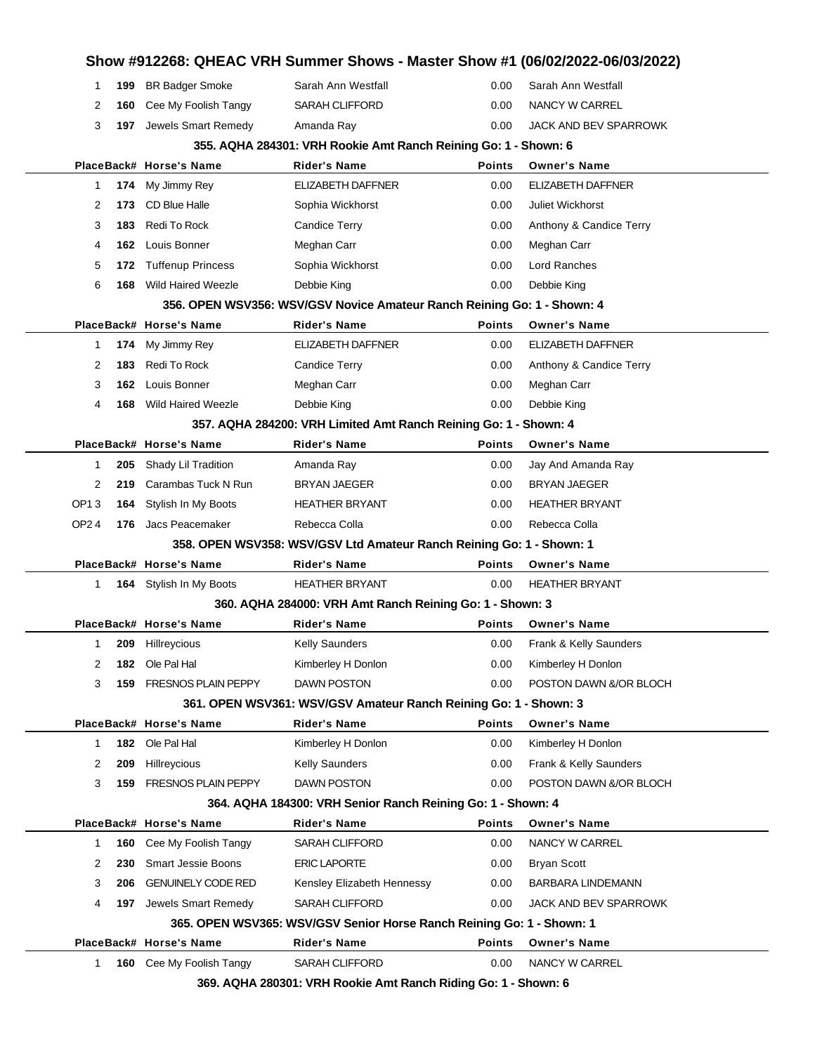## Show #912268: QHEAC VRH Summer Shows - Master Show #1 (06/02/2022-06/03/2022)

| Place | Back# | Horse's Name | Rider's Name | Points | Owner's Name |
|---|---|---|---|---|---|
| 1 | 199 | BR Badger Smoke | Sarah Ann Westfall | 0.00 | Sarah Ann Westfall |
| 2 | 160 | Cee My Foolish Tangy | SARAH CLIFFORD | 0.00 | NANCY W CARREL |
| 3 | 197 | Jewels Smart Remedy | Amanda Ray | 0.00 | JACK AND BEV SPARROWK |

### 355. AQHA 284301: VRH Rookie Amt Ranch Reining Go: 1 - Shown: 6

| Place | Back# | Horse's Name | Rider's Name | Points | Owner's Name |
|---|---|---|---|---|---|
| 1 | 174 | My Jimmy Rey | ELIZABETH DAFFNER | 0.00 | ELIZABETH DAFFNER |
| 2 | 173 | CD Blue Halle | Sophia Wickhorst | 0.00 | Juliet Wickhorst |
| 3 | 183 | Redi To Rock | Candice Terry | 0.00 | Anthony & Candice Terry |
| 4 | 162 | Louis Bonner | Meghan Carr | 0.00 | Meghan Carr |
| 5 | 172 | Tuffenup Princess | Sophia Wickhorst | 0.00 | Lord Ranches |
| 6 | 168 | Wild Haired Weezle | Debbie King | 0.00 | Debbie King |

### 356. OPEN WSV356: WSV/GSV Novice Amateur Ranch Reining Go: 1 - Shown: 4

| Place | Back# | Horse's Name | Rider's Name | Points | Owner's Name |
|---|---|---|---|---|---|
| 1 | 174 | My Jimmy Rey | ELIZABETH DAFFNER | 0.00 | ELIZABETH DAFFNER |
| 2 | 183 | Redi To Rock | Candice Terry | 0.00 | Anthony & Candice Terry |
| 3 | 162 | Louis Bonner | Meghan Carr | 0.00 | Meghan Carr |
| 4 | 168 | Wild Haired Weezle | Debbie King | 0.00 | Debbie King |

### 357. AQHA 284200: VRH Limited Amt Ranch Reining Go: 1 - Shown: 4

| Place | Back# | Horse's Name | Rider's Name | Points | Owner's Name |
|---|---|---|---|---|---|
| 1 | 205 | Shady Lil Tradition | Amanda Ray | 0.00 | Jay And Amanda Ray |
| 2 | 219 | Carambas Tuck N Run | BRYAN JAEGER | 0.00 | BRYAN JAEGER |
| OP1 3 | 164 | Stylish In My Boots | HEATHER BRYANT | 0.00 | HEATHER BRYANT |
| OP2 4 | 176 | Jacs Peacemaker | Rebecca Colla | 0.00 | Rebecca Colla |

### 358. OPEN WSV358: WSV/GSV Ltd Amateur Ranch Reining Go: 1 - Shown: 1

| Place | Back# | Horse's Name | Rider's Name | Points | Owner's Name |
|---|---|---|---|---|---|
| 1 | 164 | Stylish In My Boots | HEATHER BRYANT | 0.00 | HEATHER BRYANT |

### 360. AQHA 284000: VRH Amt Ranch Reining Go: 1 - Shown: 3

| Place | Back# | Horse's Name | Rider's Name | Points | Owner's Name |
|---|---|---|---|---|---|
| 1 | 209 | Hillreycious | Kelly Saunders | 0.00 | Frank & Kelly Saunders |
| 2 | 182 | Ole Pal Hal | Kimberley H Donlon | 0.00 | Kimberley H Donlon |
| 3 | 159 | FRESNOS PLAIN PEPPY | DAWN POSTON | 0.00 | POSTON DAWN &OR BLOCH |

### 361. OPEN WSV361: WSV/GSV Amateur Ranch Reining Go: 1 - Shown: 3

| Place | Back# | Horse's Name | Rider's Name | Points | Owner's Name |
|---|---|---|---|---|---|
| 1 | 182 | Ole Pal Hal | Kimberley H Donlon | 0.00 | Kimberley H Donlon |
| 2 | 209 | Hillreycious | Kelly Saunders | 0.00 | Frank & Kelly Saunders |
| 3 | 159 | FRESNOS PLAIN PEPPY | DAWN POSTON | 0.00 | POSTON DAWN &OR BLOCH |

### 364. AQHA 184300: VRH Senior Ranch Reining Go: 1 - Shown: 4

| Place | Back# | Horse's Name | Rider's Name | Points | Owner's Name |
|---|---|---|---|---|---|
| 1 | 160 | Cee My Foolish Tangy | SARAH CLIFFORD | 0.00 | NANCY W CARREL |
| 2 | 230 | Smart Jessie Boons | ERIC LAPORTE | 0.00 | Bryan Scott |
| 3 | 206 | GENUINELY CODE RED | Kensley Elizabeth Hennessy | 0.00 | BARBARA LINDEMANN |
| 4 | 197 | Jewels Smart Remedy | SARAH CLIFFORD | 0.00 | JACK AND BEV SPARROWK |

### 365. OPEN WSV365: WSV/GSV Senior Horse Ranch Reining Go: 1 - Shown: 1

| Place | Back# | Horse's Name | Rider's Name | Points | Owner's Name |
|---|---|---|---|---|---|
| 1 | 160 | Cee My Foolish Tangy | SARAH CLIFFORD | 0.00 | NANCY W CARREL |

### 369. AQHA 280301: VRH Rookie Amt Ranch Riding Go: 1 - Shown: 6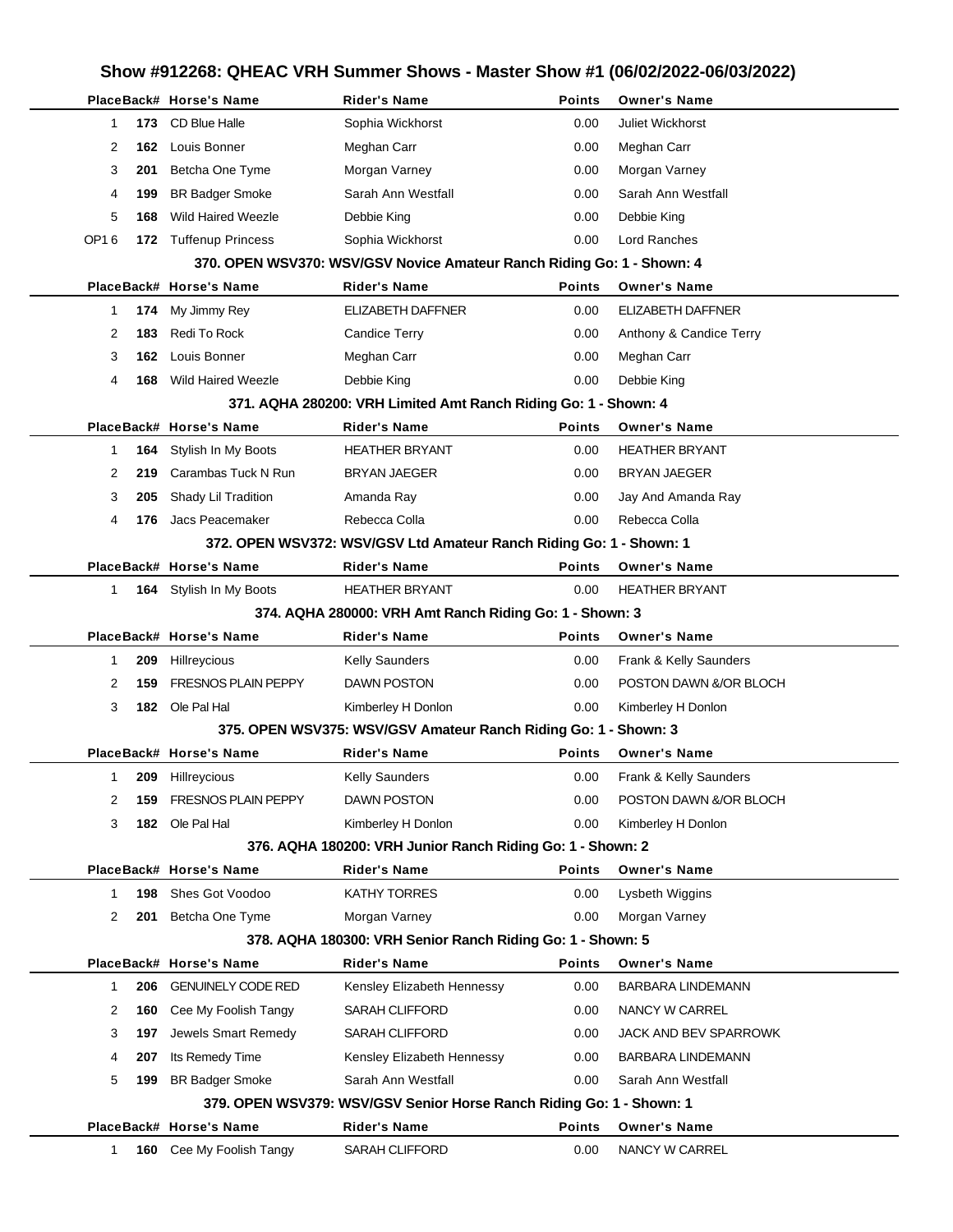## Show #912268: QHEAC VRH Summer Shows - Master Show #1 (06/02/2022-06/03/2022)

| Place | Back# | Horse's Name | Rider's Name | Points | Owner's Name |
|---|---|---|---|---|---|
| 1 | 173 | CD Blue Halle | Sophia Wickhorst | 0.00 | Juliet Wickhorst |
| 2 | 162 | Louis Bonner | Meghan Carr | 0.00 | Meghan Carr |
| 3 | 201 | Betcha One Tyme | Morgan Varney | 0.00 | Morgan Varney |
| 4 | 199 | BR Badger Smoke | Sarah Ann Westfall | 0.00 | Sarah Ann Westfall |
| 5 | 168 | Wild Haired Weezle | Debbie King | 0.00 | Debbie King |
| OP1 6 | 172 | Tuffenup Princess | Sophia Wickhorst | 0.00 | Lord Ranches |

### 370. OPEN WSV370: WSV/GSV Novice Amateur Ranch Riding Go: 1 - Shown: 4

| Place | Back# | Horse's Name | Rider's Name | Points | Owner's Name |
|---|---|---|---|---|---|
| 1 | 174 | My Jimmy Rey | ELIZABETH DAFFNER | 0.00 | ELIZABETH DAFFNER |
| 2 | 183 | Redi To Rock | Candice Terry | 0.00 | Anthony & Candice Terry |
| 3 | 162 | Louis Bonner | Meghan Carr | 0.00 | Meghan Carr |
| 4 | 168 | Wild Haired Weezle | Debbie King | 0.00 | Debbie King |

### 371. AQHA 280200: VRH Limited Amt Ranch Riding Go: 1 - Shown: 4

| Place | Back# | Horse's Name | Rider's Name | Points | Owner's Name |
|---|---|---|---|---|---|
| 1 | 164 | Stylish In My Boots | HEATHER BRYANT | 0.00 | HEATHER BRYANT |
| 2 | 219 | Carambas Tuck N Run | BRYAN JAEGER | 0.00 | BRYAN JAEGER |
| 3 | 205 | Shady Lil Tradition | Amanda Ray | 0.00 | Jay And Amanda Ray |
| 4 | 176 | Jacs Peacemaker | Rebecca Colla | 0.00 | Rebecca Colla |

### 372. OPEN WSV372: WSV/GSV Ltd Amateur Ranch Riding Go: 1 - Shown: 1

| Place | Back# | Horse's Name | Rider's Name | Points | Owner's Name |
|---|---|---|---|---|---|
| 1 | 164 | Stylish In My Boots | HEATHER BRYANT | 0.00 | HEATHER BRYANT |

### 374. AQHA 280000: VRH Amt Ranch Riding Go: 1 - Shown: 3

| Place | Back# | Horse's Name | Rider's Name | Points | Owner's Name |
|---|---|---|---|---|---|
| 1 | 209 | Hillreycious | Kelly Saunders | 0.00 | Frank & Kelly Saunders |
| 2 | 159 | FRESNOS PLAIN PEPPY | DAWN POSTON | 0.00 | POSTON DAWN &/OR BLOCH |
| 3 | 182 | Ole Pal Hal | Kimberley H Donlon | 0.00 | Kimberley H Donlon |

### 375. OPEN WSV375: WSV/GSV Amateur Ranch Riding Go: 1 - Shown: 3

| Place | Back# | Horse's Name | Rider's Name | Points | Owner's Name |
|---|---|---|---|---|---|
| 1 | 209 | Hillreycious | Kelly Saunders | 0.00 | Frank & Kelly Saunders |
| 2 | 159 | FRESNOS PLAIN PEPPY | DAWN POSTON | 0.00 | POSTON DAWN &/OR BLOCH |
| 3 | 182 | Ole Pal Hal | Kimberley H Donlon | 0.00 | Kimberley H Donlon |

### 376. AQHA 180200: VRH Junior Ranch Riding Go: 1 - Shown: 2

| Place | Back# | Horse's Name | Rider's Name | Points | Owner's Name |
|---|---|---|---|---|---|
| 1 | 198 | Shes Got Voodoo | KATHY TORRES | 0.00 | Lysbeth Wiggins |
| 2 | 201 | Betcha One Tyme | Morgan Varney | 0.00 | Morgan Varney |

### 378. AQHA 180300: VRH Senior Ranch Riding Go: 1 - Shown: 5

| Place | Back# | Horse's Name | Rider's Name | Points | Owner's Name |
|---|---|---|---|---|---|
| 1 | 206 | GENUINELY CODE RED | Kensley Elizabeth Hennessy | 0.00 | BARBARA LINDEMANN |
| 2 | 160 | Cee My Foolish Tangy | SARAH CLIFFORD | 0.00 | NANCY W CARREL |
| 3 | 197 | Jewels Smart Remedy | SARAH CLIFFORD | 0.00 | JACK AND BEV SPARROWK |
| 4 | 207 | Its Remedy Time | Kensley Elizabeth Hennessy | 0.00 | BARBARA LINDEMANN |
| 5 | 199 | BR Badger Smoke | Sarah Ann Westfall | 0.00 | Sarah Ann Westfall |

### 379. OPEN WSV379: WSV/GSV Senior Horse Ranch Riding Go: 1 - Shown: 1

| Place | Back# | Horse's Name | Rider's Name | Points | Owner's Name |
|---|---|---|---|---|---|
| 1 | 160 | Cee My Foolish Tangy | SARAH CLIFFORD | 0.00 | NANCY W CARREL |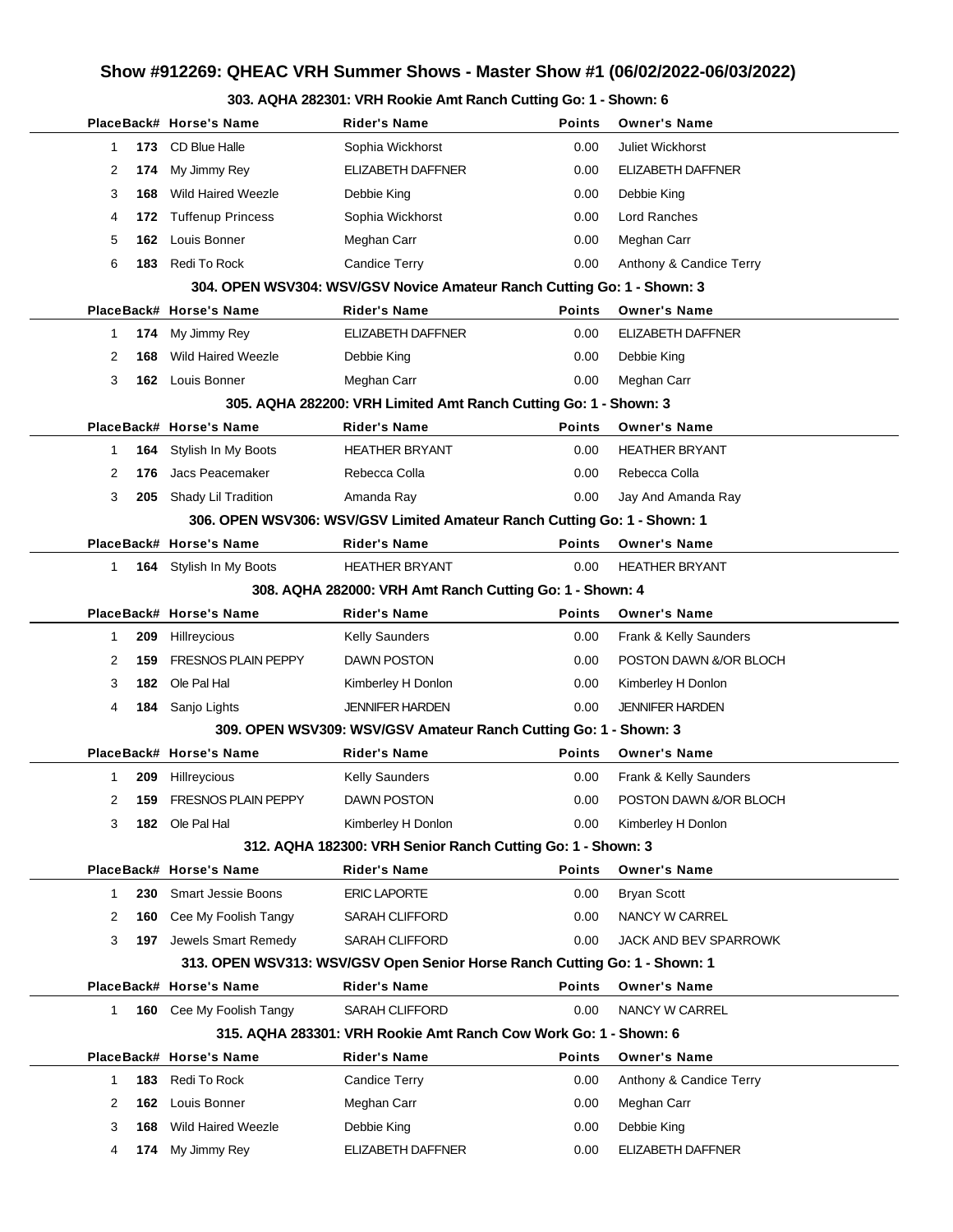# Show #912269: QHEAC VRH Summer Shows - Master Show #1 (06/02/2022-06/03/2022)

### 303. AQHA 282301: VRH Rookie Amt Ranch Cutting Go: 1 - Shown: 6

| Place | Back# | Horse's Name | Rider's Name | Points | Owner's Name |
|---|---|---|---|---|---|
| 1 | 173 | CD Blue Halle | Sophia Wickhorst | 0.00 | Juliet Wickhorst |
| 2 | 174 | My Jimmy Rey | ELIZABETH DAFFNER | 0.00 | ELIZABETH DAFFNER |
| 3 | 168 | Wild Haired Weezle | Debbie King | 0.00 | Debbie King |
| 4 | 172 | Tuffenup Princess | Sophia Wickhorst | 0.00 | Lord Ranches |
| 5 | 162 | Louis Bonner | Meghan Carr | 0.00 | Meghan Carr |
| 6 | 183 | Redi To Rock | Candice Terry | 0.00 | Anthony & Candice Terry |

### 304. OPEN WSV304: WSV/GSV Novice Amateur Ranch Cutting Go: 1 - Shown: 3

| Place | Back# | Horse's Name | Rider's Name | Points | Owner's Name |
|---|---|---|---|---|---|
| 1 | 174 | My Jimmy Rey | ELIZABETH DAFFNER | 0.00 | ELIZABETH DAFFNER |
| 2 | 168 | Wild Haired Weezle | Debbie King | 0.00 | Debbie King |
| 3 | 162 | Louis Bonner | Meghan Carr | 0.00 | Meghan Carr |

### 305. AQHA 282200: VRH Limited Amt Ranch Cutting Go: 1 - Shown: 3

| Place | Back# | Horse's Name | Rider's Name | Points | Owner's Name |
|---|---|---|---|---|---|
| 1 | 164 | Stylish In My Boots | HEATHER BRYANT | 0.00 | HEATHER BRYANT |
| 2 | 176 | Jacs Peacemaker | Rebecca Colla | 0.00 | Rebecca Colla |
| 3 | 205 | Shady Lil Tradition | Amanda Ray | 0.00 | Jay And Amanda Ray |

### 306. OPEN WSV306: WSV/GSV Limited Amateur Ranch Cutting Go: 1 - Shown: 1

| Place | Back# | Horse's Name | Rider's Name | Points | Owner's Name |
|---|---|---|---|---|---|
| 1 | 164 | Stylish In My Boots | HEATHER BRYANT | 0.00 | HEATHER BRYANT |

### 308. AQHA 282000: VRH Amt Ranch Cutting Go: 1 - Shown: 4

| Place | Back# | Horse's Name | Rider's Name | Points | Owner's Name |
|---|---|---|---|---|---|
| 1 | 209 | Hillreycious | Kelly Saunders | 0.00 | Frank & Kelly Saunders |
| 2 | 159 | FRESNOS PLAIN PEPPY | DAWN POSTON | 0.00 | POSTON DAWN &/OR BLOCH |
| 3 | 182 | Ole Pal Hal | Kimberley H Donlon | 0.00 | Kimberley H Donlon |
| 4 | 184 | Sanjo Lights | JENNIFER HARDEN | 0.00 | JENNIFER HARDEN |

### 309. OPEN WSV309: WSV/GSV Amateur Ranch Cutting Go: 1 - Shown: 3

| Place | Back# | Horse's Name | Rider's Name | Points | Owner's Name |
|---|---|---|---|---|---|
| 1 | 209 | Hillreycious | Kelly Saunders | 0.00 | Frank & Kelly Saunders |
| 2 | 159 | FRESNOS PLAIN PEPPY | DAWN POSTON | 0.00 | POSTON DAWN &/OR BLOCH |
| 3 | 182 | Ole Pal Hal | Kimberley H Donlon | 0.00 | Kimberley H Donlon |

### 312. AQHA 182300: VRH Senior Ranch Cutting Go: 1 - Shown: 3

| Place | Back# | Horse's Name | Rider's Name | Points | Owner's Name |
|---|---|---|---|---|---|
| 1 | 230 | Smart Jessie Boons | ERIC LAPORTE | 0.00 | Bryan Scott |
| 2 | 160 | Cee My Foolish Tangy | SARAH CLIFFORD | 0.00 | NANCY W CARREL |
| 3 | 197 | Jewels Smart Remedy | SARAH CLIFFORD | 0.00 | JACK AND BEV SPARROWK |

### 313. OPEN WSV313: WSV/GSV Open Senior Horse Ranch Cutting Go: 1 - Shown: 1

| Place | Back# | Horse's Name | Rider's Name | Points | Owner's Name |
|---|---|---|---|---|---|
| 1 | 160 | Cee My Foolish Tangy | SARAH CLIFFORD | 0.00 | NANCY W CARREL |

### 315. AQHA 283301: VRH Rookie Amt Ranch Cow Work Go: 1 - Shown: 6

| Place | Back# | Horse's Name | Rider's Name | Points | Owner's Name |
|---|---|---|---|---|---|
| 1 | 183 | Redi To Rock | Candice Terry | 0.00 | Anthony & Candice Terry |
| 2 | 162 | Louis Bonner | Meghan Carr | 0.00 | Meghan Carr |
| 3 | 168 | Wild Haired Weezle | Debbie King | 0.00 | Debbie King |
| 4 | 174 | My Jimmy Rey | ELIZABETH DAFFNER | 0.00 | ELIZABETH DAFFNER |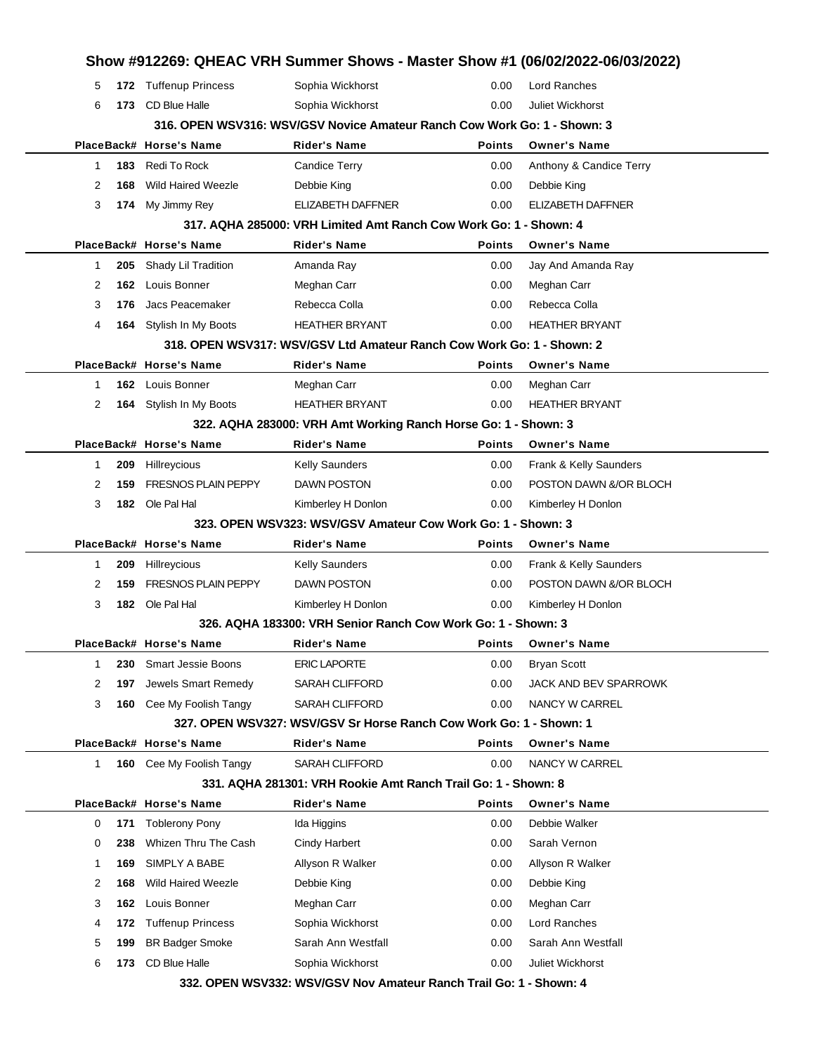| Place | Back# | Horse's Name | Rider's Name | Points | Owner's Name |
|---|---|---|---|---|---|
| 5 | **172** | Tuffenup Princess | Sophia Wickhorst | 0.00 | Lord Ranches |
| 6 | **173** | CD Blue Halle | Sophia Wickhorst | 0.00 | Juliet Wickhorst |

### 316. OPEN WSV316: WSV/GSV Novice Amateur Ranch Cow Work Go: 1 - Shown: 3

| Place | Back# | Horse's Name | Rider's Name | Points | Owner's Name |
|---|---|---|---|---|---|
| 1 | **183** | Redi To Rock | Candice Terry | 0.00 | Anthony & Candice Terry |
| 2 | **168** | Wild Haired Weezle | Debbie King | 0.00 | Debbie King |
| 3 | **174** | My Jimmy Rey | ELIZABETH DAFFNER | 0.00 | ELIZABETH DAFFNER |

### 317. AQHA 285000: VRH Limited Amt Ranch Cow Work Go: 1 - Shown: 4

| Place | Back# | Horse's Name | Rider's Name | Points | Owner's Name |
|---|---|---|---|---|---|
| 1 | **205** | Shady Lil Tradition | Amanda Ray | 0.00 | Jay And Amanda Ray |
| 2 | **162** | Louis Bonner | Meghan Carr | 0.00 | Meghan Carr |
| 3 | **176** | Jacs Peacemaker | Rebecca Colla | 0.00 | Rebecca Colla |
| 4 | **164** | Stylish In My Boots | HEATHER BRYANT | 0.00 | HEATHER BRYANT |

### 318. OPEN WSV317: WSV/GSV Ltd Amateur Ranch Cow Work Go: 1 - Shown: 2

| Place | Back# | Horse's Name | Rider's Name | Points | Owner's Name |
|---|---|---|---|---|---|
| 1 | **162** | Louis Bonner | Meghan Carr | 0.00 | Meghan Carr |
| 2 | **164** | Stylish In My Boots | HEATHER BRYANT | 0.00 | HEATHER BRYANT |

### 322. AQHA 283000: VRH Amt Working Ranch Horse Go: 1 - Shown: 3

| Place | Back# | Horse's Name | Rider's Name | Points | Owner's Name |
|---|---|---|---|---|---|
| 1 | **209** | Hillreycious | Kelly Saunders | 0.00 | Frank & Kelly Saunders |
| 2 | **159** | FRESNOS PLAIN PEPPY | DAWN POSTON | 0.00 | POSTON DAWN &/OR BLOCH |
| 3 | **182** | Ole Pal Hal | Kimberley H Donlon | 0.00 | Kimberley H Donlon |

### 323. OPEN WSV323: WSV/GSV Amateur Cow Work Go: 1 - Shown: 3

| Place | Back# | Horse's Name | Rider's Name | Points | Owner's Name |
|---|---|---|---|---|---|
| 1 | **209** | Hillreycious | Kelly Saunders | 0.00 | Frank & Kelly Saunders |
| 2 | **159** | FRESNOS PLAIN PEPPY | DAWN POSTON | 0.00 | POSTON DAWN &/OR BLOCH |
| 3 | **182** | Ole Pal Hal | Kimberley H Donlon | 0.00 | Kimberley H Donlon |

### 326. AQHA 183300: VRH Senior Ranch Cow Work Go: 1 - Shown: 3

| Place | Back# | Horse's Name | Rider's Name | Points | Owner's Name |
|---|---|---|---|---|---|
| 1 | **230** | Smart Jessie Boons | ERIC LAPORTE | 0.00 | Bryan Scott |
| 2 | **197** | Jewels Smart Remedy | SARAH CLIFFORD | 0.00 | JACK AND BEV SPARROWK |
| 3 | **160** | Cee My Foolish Tangy | SARAH CLIFFORD | 0.00 | NANCY W CARREL |

### 327. OPEN WSV327: WSV/GSV Sr Horse Ranch Cow Work Go: 1 - Shown: 1

| Place | Back# | Horse's Name | Rider's Name | Points | Owner's Name |
|---|---|---|---|---|---|
| 1 | **160** | Cee My Foolish Tangy | SARAH CLIFFORD | 0.00 | NANCY W CARREL |

### 331. AQHA 281301: VRH Rookie Amt Ranch Trail Go: 1 - Shown: 8

| Place | Back# | Horse's Name | Rider's Name | Points | Owner's Name |
|---|---|---|---|---|---|
| 0 | **171** | Toblerony Pony | Ida Higgins | 0.00 | Debbie Walker |
| 0 | **238** | Whizen Thru The Cash | Cindy Harbert | 0.00 | Sarah Vernon |
| 1 | **169** | SIMPLY A BABE | Allyson R Walker | 0.00 | Allyson R Walker |
| 2 | **168** | Wild Haired Weezle | Debbie King | 0.00 | Debbie King |
| 3 | **162** | Louis Bonner | Meghan Carr | 0.00 | Meghan Carr |
| 4 | **172** | Tuffenup Princess | Sophia Wickhorst | 0.00 | Lord Ranches |
| 5 | **199** | BR Badger Smoke | Sarah Ann Westfall | 0.00 | Sarah Ann Westfall |
| 6 | **173** | CD Blue Halle | Sophia Wickhorst | 0.00 | Juliet Wickhorst |

### 332. OPEN WSV332: WSV/GSV Nov Amateur Ranch Trail Go: 1 - Shown: 4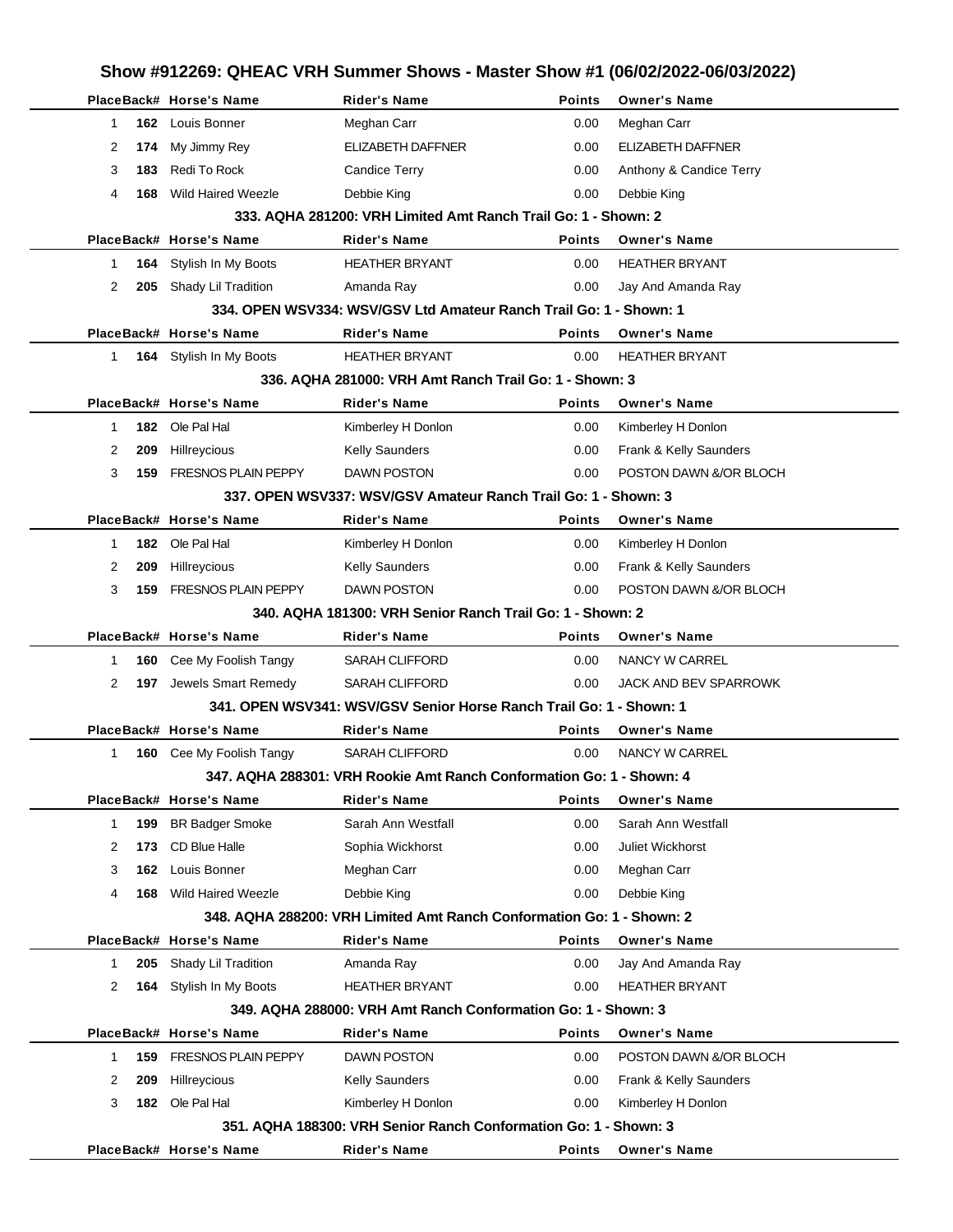## Show #912269: QHEAC VRH Summer Shows - Master Show #1 (06/02/2022-06/03/2022)

| Place | Back# | Horse's Name | Rider's Name | Points | Owner's Name |
|---|---|---|---|---|---|
| 1 | 162 | Louis Bonner | Meghan Carr | 0.00 | Meghan Carr |
| 2 | 174 | My Jimmy Rey | ELIZABETH DAFFNER | 0.00 | ELIZABETH DAFFNER |
| 3 | 183 | Redi To Rock | Candice Terry | 0.00 | Anthony & Candice Terry |
| 4 | 168 | Wild Haired Weezle | Debbie King | 0.00 | Debbie King |

### 333. AQHA 281200: VRH Limited Amt Ranch Trail Go: 1 - Shown: 2

| Place | Back# | Horse's Name | Rider's Name | Points | Owner's Name |
|---|---|---|---|---|---|
| 1 | 164 | Stylish In My Boots | HEATHER BRYANT | 0.00 | HEATHER BRYANT |
| 2 | 205 | Shady Lil Tradition | Amanda Ray | 0.00 | Jay And Amanda Ray |

### 334. OPEN WSV334: WSV/GSV Ltd Amateur Ranch Trail Go: 1 - Shown: 1

| Place | Back# | Horse's Name | Rider's Name | Points | Owner's Name |
|---|---|---|---|---|---|
| 1 | 164 | Stylish In My Boots | HEATHER BRYANT | 0.00 | HEATHER BRYANT |

### 336. AQHA 281000: VRH Amt Ranch Trail Go: 1 - Shown: 3

| Place | Back# | Horse's Name | Rider's Name | Points | Owner's Name |
|---|---|---|---|---|---|
| 1 | 182 | Ole Pal Hal | Kimberley H Donlon | 0.00 | Kimberley H Donlon |
| 2 | 209 | Hillreycious | Kelly Saunders | 0.00 | Frank & Kelly Saunders |
| 3 | 159 | FRESNOS PLAIN PEPPY | DAWN POSTON | 0.00 | POSTON DAWN &/OR BLOCH |

### 337. OPEN WSV337: WSV/GSV Amateur Ranch Trail Go: 1 - Shown: 3

| Place | Back# | Horse's Name | Rider's Name | Points | Owner's Name |
|---|---|---|---|---|---|
| 1 | 182 | Ole Pal Hal | Kimberley H Donlon | 0.00 | Kimberley H Donlon |
| 2 | 209 | Hillreycious | Kelly Saunders | 0.00 | Frank & Kelly Saunders |
| 3 | 159 | FRESNOS PLAIN PEPPY | DAWN POSTON | 0.00 | POSTON DAWN &/OR BLOCH |

### 340. AQHA 181300: VRH Senior Ranch Trail Go: 1 - Shown: 2

| Place | Back# | Horse's Name | Rider's Name | Points | Owner's Name |
|---|---|---|---|---|---|
| 1 | 160 | Cee My Foolish Tangy | SARAH CLIFFORD | 0.00 | NANCY W CARREL |
| 2 | 197 | Jewels Smart Remedy | SARAH CLIFFORD | 0.00 | JACK AND BEV SPARROWK |

### 341. OPEN WSV341: WSV/GSV Senior Horse Ranch Trail Go: 1 - Shown: 1

| Place | Back# | Horse's Name | Rider's Name | Points | Owner's Name |
|---|---|---|---|---|---|
| 1 | 160 | Cee My Foolish Tangy | SARAH CLIFFORD | 0.00 | NANCY W CARREL |

### 347. AQHA 288301: VRH Rookie Amt Ranch Conformation Go: 1 - Shown: 4

| Place | Back# | Horse's Name | Rider's Name | Points | Owner's Name |
|---|---|---|---|---|---|
| 1 | 199 | BR Badger Smoke | Sarah Ann Westfall | 0.00 | Sarah Ann Westfall |
| 2 | 173 | CD Blue Halle | Sophia Wickhorst | 0.00 | Juliet Wickhorst |
| 3 | 162 | Louis Bonner | Meghan Carr | 0.00 | Meghan Carr |
| 4 | 168 | Wild Haired Weezle | Debbie King | 0.00 | Debbie King |

### 348. AQHA 288200: VRH Limited Amt Ranch Conformation Go: 1 - Shown: 2

| Place | Back# | Horse's Name | Rider's Name | Points | Owner's Name |
|---|---|---|---|---|---|
| 1 | 205 | Shady Lil Tradition | Amanda Ray | 0.00 | Jay And Amanda Ray |
| 2 | 164 | Stylish In My Boots | HEATHER BRYANT | 0.00 | HEATHER BRYANT |

### 349. AQHA 288000: VRH Amt Ranch Conformation Go: 1 - Shown: 3

| Place | Back# | Horse's Name | Rider's Name | Points | Owner's Name |
|---|---|---|---|---|---|
| 1 | 159 | FRESNOS PLAIN PEPPY | DAWN POSTON | 0.00 | POSTON DAWN &/OR BLOCH |
| 2 | 209 | Hillreycious | Kelly Saunders | 0.00 | Frank & Kelly Saunders |
| 3 | 182 | Ole Pal Hal | Kimberley H Donlon | 0.00 | Kimberley H Donlon |

### 351. AQHA 188300: VRH Senior Ranch Conformation Go: 1 - Shown: 3

| Place | Back# | Horse's Name | Rider's Name | Points | Owner's Name |
|---|---|---|---|---|---|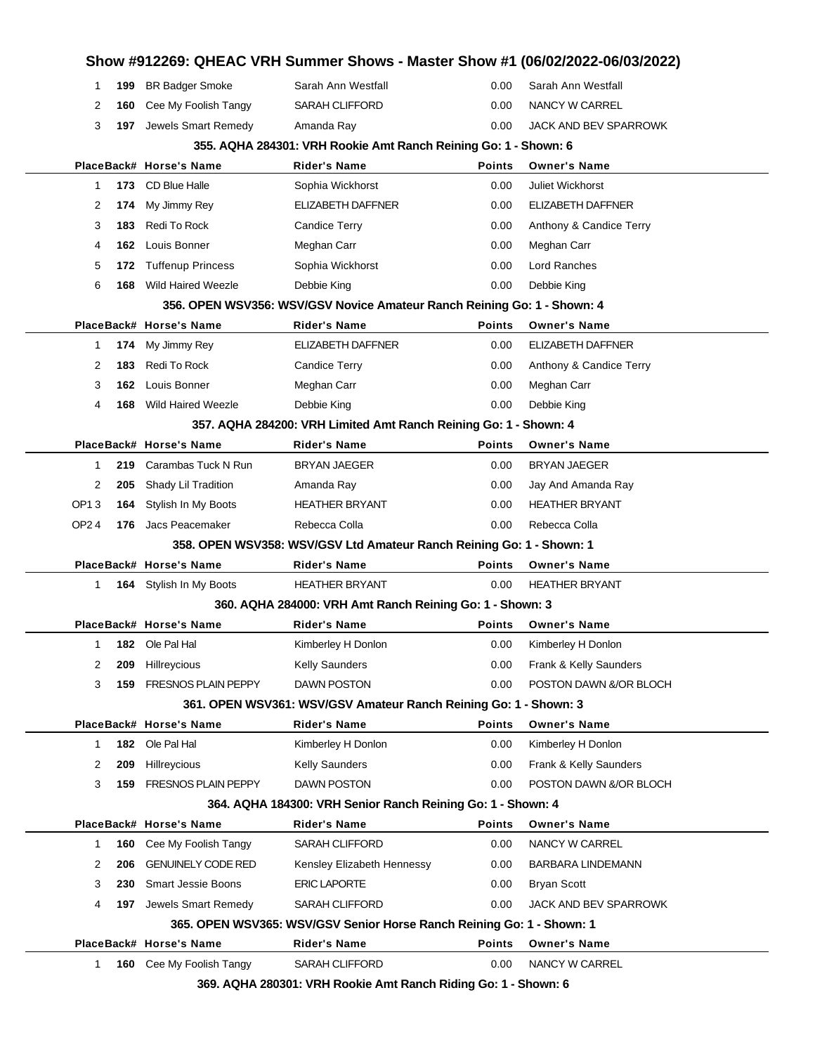## Show #912269: QHEAC VRH Summer Shows - Master Show #1 (06/02/2022-06/03/2022)

| Place | Back# | Horse's Name | Rider's Name | Points | Owner's Name |
|---|---|---|---|---|---|
| 1 | 199 | BR Badger Smoke | Sarah Ann Westfall | 0.00 | Sarah Ann Westfall |
| 2 | 160 | Cee My Foolish Tangy | SARAH CLIFFORD | 0.00 | NANCY W CARREL |
| 3 | 197 | Jewels Smart Remedy | Amanda Ray | 0.00 | JACK AND BEV SPARROWK |

### 355. AQHA 284301: VRH Rookie Amt Ranch Reining Go: 1 - Shown: 6

| Place | Back# | Horse's Name | Rider's Name | Points | Owner's Name |
|---|---|---|---|---|---|
| 1 | 173 | CD Blue Halle | Sophia Wickhorst | 0.00 | Juliet Wickhorst |
| 2 | 174 | My Jimmy Rey | ELIZABETH DAFFNER | 0.00 | ELIZABETH DAFFNER |
| 3 | 183 | Redi To Rock | Candice Terry | 0.00 | Anthony & Candice Terry |
| 4 | 162 | Louis Bonner | Meghan Carr | 0.00 | Meghan Carr |
| 5 | 172 | Tuffenup Princess | Sophia Wickhorst | 0.00 | Lord Ranches |
| 6 | 168 | Wild Haired Weezle | Debbie King | 0.00 | Debbie King |

### 356. OPEN WSV356: WSV/GSV Novice Amateur Ranch Reining Go: 1 - Shown: 4

| Place | Back# | Horse's Name | Rider's Name | Points | Owner's Name |
|---|---|---|---|---|---|
| 1 | 174 | My Jimmy Rey | ELIZABETH DAFFNER | 0.00 | ELIZABETH DAFFNER |
| 2 | 183 | Redi To Rock | Candice Terry | 0.00 | Anthony & Candice Terry |
| 3 | 162 | Louis Bonner | Meghan Carr | 0.00 | Meghan Carr |
| 4 | 168 | Wild Haired Weezle | Debbie King | 0.00 | Debbie King |

### 357. AQHA 284200: VRH Limited Amt Ranch Reining Go: 1 - Shown: 4

| Place | Back# | Horse's Name | Rider's Name | Points | Owner's Name |
|---|---|---|---|---|---|
| 1 | 219 | Carambas Tuck N Run | BRYAN JAEGER | 0.00 | BRYAN JAEGER |
| 2 | 205 | Shady Lil Tradition | Amanda Ray | 0.00 | Jay And Amanda Ray |
| OP1 3 | 164 | Stylish In My Boots | HEATHER BRYANT | 0.00 | HEATHER BRYANT |
| OP2 4 | 176 | Jacs Peacemaker | Rebecca Colla | 0.00 | Rebecca Colla |

### 358. OPEN WSV358: WSV/GSV Ltd Amateur Ranch Reining Go: 1 - Shown: 1

| Place | Back# | Horse's Name | Rider's Name | Points | Owner's Name |
|---|---|---|---|---|---|
| 1 | 164 | Stylish In My Boots | HEATHER BRYANT | 0.00 | HEATHER BRYANT |

### 360. AQHA 284000: VRH Amt Ranch Reining Go: 1 - Shown: 3

| Place | Back# | Horse's Name | Rider's Name | Points | Owner's Name |
|---|---|---|---|---|---|
| 1 | 182 | Ole Pal Hal | Kimberley H Donlon | 0.00 | Kimberley H Donlon |
| 2 | 209 | Hillreycious | Kelly Saunders | 0.00 | Frank & Kelly Saunders |
| 3 | 159 | FRESNOS PLAIN PEPPY | DAWN POSTON | 0.00 | POSTON DAWN &/OR BLOCH |

### 361. OPEN WSV361: WSV/GSV Amateur Ranch Reining Go: 1 - Shown: 3

| Place | Back# | Horse's Name | Rider's Name | Points | Owner's Name |
|---|---|---|---|---|---|
| 1 | 182 | Ole Pal Hal | Kimberley H Donlon | 0.00 | Kimberley H Donlon |
| 2 | 209 | Hillreycious | Kelly Saunders | 0.00 | Frank & Kelly Saunders |
| 3 | 159 | FRESNOS PLAIN PEPPY | DAWN POSTON | 0.00 | POSTON DAWN &/OR BLOCH |

### 364. AQHA 184300: VRH Senior Ranch Reining Go: 1 - Shown: 4

| Place | Back# | Horse's Name | Rider's Name | Points | Owner's Name |
|---|---|---|---|---|---|
| 1 | 160 | Cee My Foolish Tangy | SARAH CLIFFORD | 0.00 | NANCY W CARREL |
| 2 | 206 | GENUINELY CODE RED | Kensley Elizabeth Hennessy | 0.00 | BARBARA LINDEMANN |
| 3 | 230 | Smart Jessie Boons | ERIC LAPORTE | 0.00 | Bryan Scott |
| 4 | 197 | Jewels Smart Remedy | SARAH CLIFFORD | 0.00 | JACK AND BEV SPARROWK |

### 365. OPEN WSV365: WSV/GSV Senior Horse Ranch Reining Go: 1 - Shown: 1

| Place | Back# | Horse's Name | Rider's Name | Points | Owner's Name |
|---|---|---|---|---|---|
| 1 | 160 | Cee My Foolish Tangy | SARAH CLIFFORD | 0.00 | NANCY W CARREL |

### 369. AQHA 280301: VRH Rookie Amt Ranch Riding Go: 1 - Shown: 6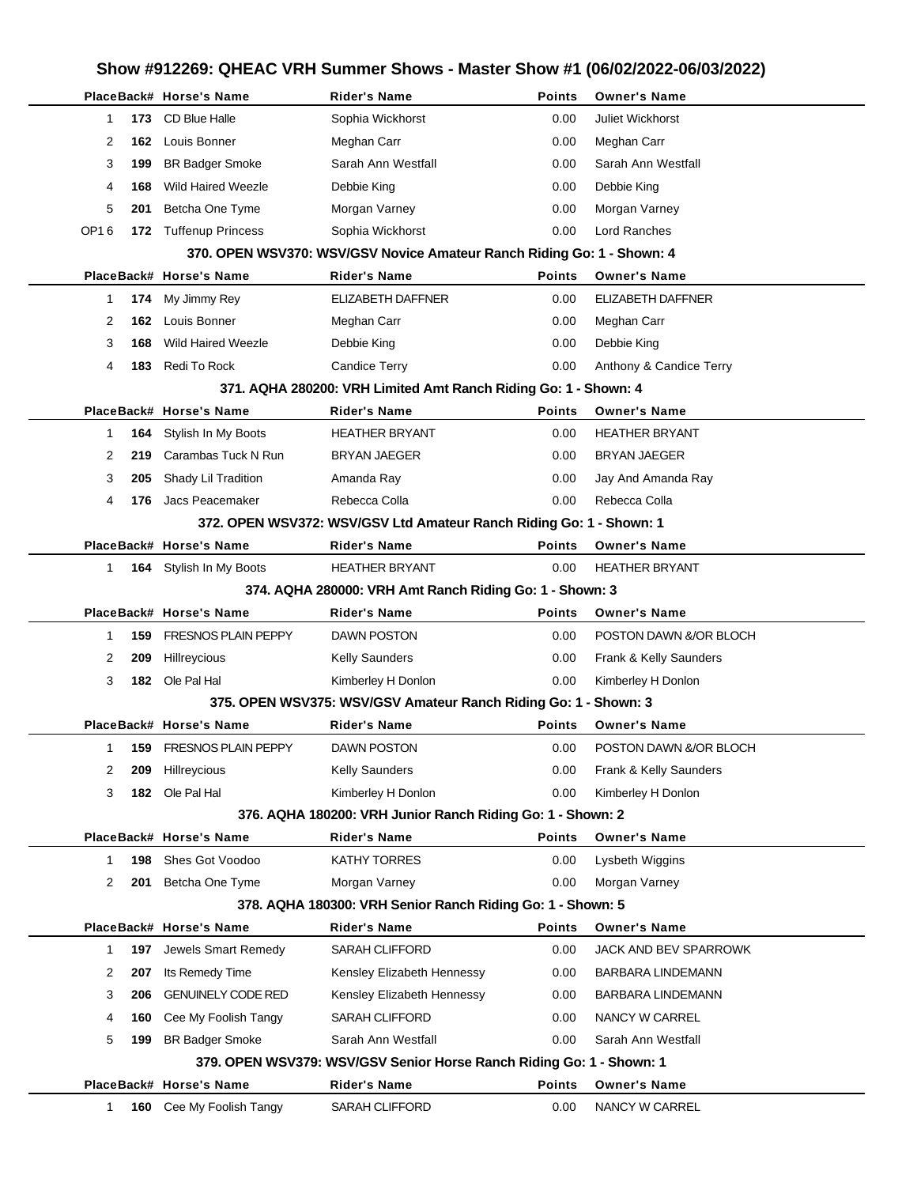# Show #912269: QHEAC VRH Summer Shows - Master Show #1 (06/02/2022-06/03/2022)

| Place | Back# | Horse's Name | Rider's Name | Points | Owner's Name |
|---|---|---|---|---|---|
| 1 | **173** | CD Blue Halle | Sophia Wickhorst | 0.00 | Juliet Wickhorst |
| 2 | **162** | Louis Bonner | Meghan Carr | 0.00 | Meghan Carr |
| 3 | **199** | BR Badger Smoke | Sarah Ann Westfall | 0.00 | Sarah Ann Westfall |
| 4 | **168** | Wild Haired Weezle | Debbie King | 0.00 | Debbie King |
| 5 | **201** | Betcha One Tyme | Morgan Varney | 0.00 | Morgan Varney |
| OP1 6 | **172** | Tuffenup Princess | Sophia Wickhorst | 0.00 | Lord Ranches |

### 370. OPEN WSV370: WSV/GSV Novice Amateur Ranch Riding Go: 1 - Shown: 4

| Place | Back# | Horse's Name | Rider's Name | Points | Owner's Name |
|---|---|---|---|---|---|
| 1 | **174** | My Jimmy Rey | ELIZABETH DAFFNER | 0.00 | ELIZABETH DAFFNER |
| 2 | **162** | Louis Bonner | Meghan Carr | 0.00 | Meghan Carr |
| 3 | **168** | Wild Haired Weezle | Debbie King | 0.00 | Debbie King |
| 4 | **183** | Redi To Rock | Candice Terry | 0.00 | Anthony & Candice Terry |

### 371. AQHA 280200: VRH Limited Amt Ranch Riding Go: 1 - Shown: 4

| Place | Back# | Horse's Name | Rider's Name | Points | Owner's Name |
|---|---|---|---|---|---|
| 1 | **164** | Stylish In My Boots | HEATHER BRYANT | 0.00 | HEATHER BRYANT |
| 2 | **219** | Carambas Tuck N Run | BRYAN JAEGER | 0.00 | BRYAN JAEGER |
| 3 | **205** | Shady Lil Tradition | Amanda Ray | 0.00 | Jay And Amanda Ray |
| 4 | **176** | Jacs Peacemaker | Rebecca Colla | 0.00 | Rebecca Colla |

### 372. OPEN WSV372: WSV/GSV Ltd Amateur Ranch Riding Go: 1 - Shown: 1

| Place | Back# | Horse's Name | Rider's Name | Points | Owner's Name |
|---|---|---|---|---|---|
| 1 | **164** | Stylish In My Boots | HEATHER BRYANT | 0.00 | HEATHER BRYANT |

### 374. AQHA 280000: VRH Amt Ranch Riding Go: 1 - Shown: 3

| Place | Back# | Horse's Name | Rider's Name | Points | Owner's Name |
|---|---|---|---|---|---|
| 1 | **159** | FRESNOS PLAIN PEPPY | DAWN POSTON | 0.00 | POSTON DAWN &OR BLOCH |
| 2 | **209** | Hillreycious | Kelly Saunders | 0.00 | Frank & Kelly Saunders |
| 3 | **182** | Ole Pal Hal | Kimberley H Donlon | 0.00 | Kimberley H Donlon |

### 375. OPEN WSV375: WSV/GSV Amateur Ranch Riding Go: 1 - Shown: 3

| Place | Back# | Horse's Name | Rider's Name | Points | Owner's Name |
|---|---|---|---|---|---|
| 1 | **159** | FRESNOS PLAIN PEPPY | DAWN POSTON | 0.00 | POSTON DAWN &OR BLOCH |
| 2 | **209** | Hillreycious | Kelly Saunders | 0.00 | Frank & Kelly Saunders |
| 3 | **182** | Ole Pal Hal | Kimberley H Donlon | 0.00 | Kimberley H Donlon |

### 376. AQHA 180200: VRH Junior Ranch Riding Go: 1 - Shown: 2

| Place | Back# | Horse's Name | Rider's Name | Points | Owner's Name |
|---|---|---|---|---|---|
| 1 | **198** | Shes Got Voodoo | KATHY TORRES | 0.00 | Lysbeth Wiggins |
| 2 | **201** | Betcha One Tyme | Morgan Varney | 0.00 | Morgan Varney |

### 378. AQHA 180300: VRH Senior Ranch Riding Go: 1 - Shown: 5

| Place | Back# | Horse's Name | Rider's Name | Points | Owner's Name |
|---|---|---|---|---|---|
| 1 | **197** | Jewels Smart Remedy | SARAH CLIFFORD | 0.00 | JACK AND BEV SPARROWK |
| 2 | **207** | Its Remedy Time | Kensley Elizabeth Hennessy | 0.00 | BARBARA LINDEMANN |
| 3 | **206** | GENUINELY CODE RED | Kensley Elizabeth Hennessy | 0.00 | BARBARA LINDEMANN |
| 4 | **160** | Cee My Foolish Tangy | SARAH CLIFFORD | 0.00 | NANCY W CARREL |
| 5 | **199** | BR Badger Smoke | Sarah Ann Westfall | 0.00 | Sarah Ann Westfall |

### 379. OPEN WSV379: WSV/GSV Senior Horse Ranch Riding Go: 1 - Shown: 1

| Place | Back# | Horse's Name | Rider's Name | Points | Owner's Name |
|---|---|---|---|---|---|
| 1 | **160** | Cee My Foolish Tangy | SARAH CLIFFORD | 0.00 | NANCY W CARREL |